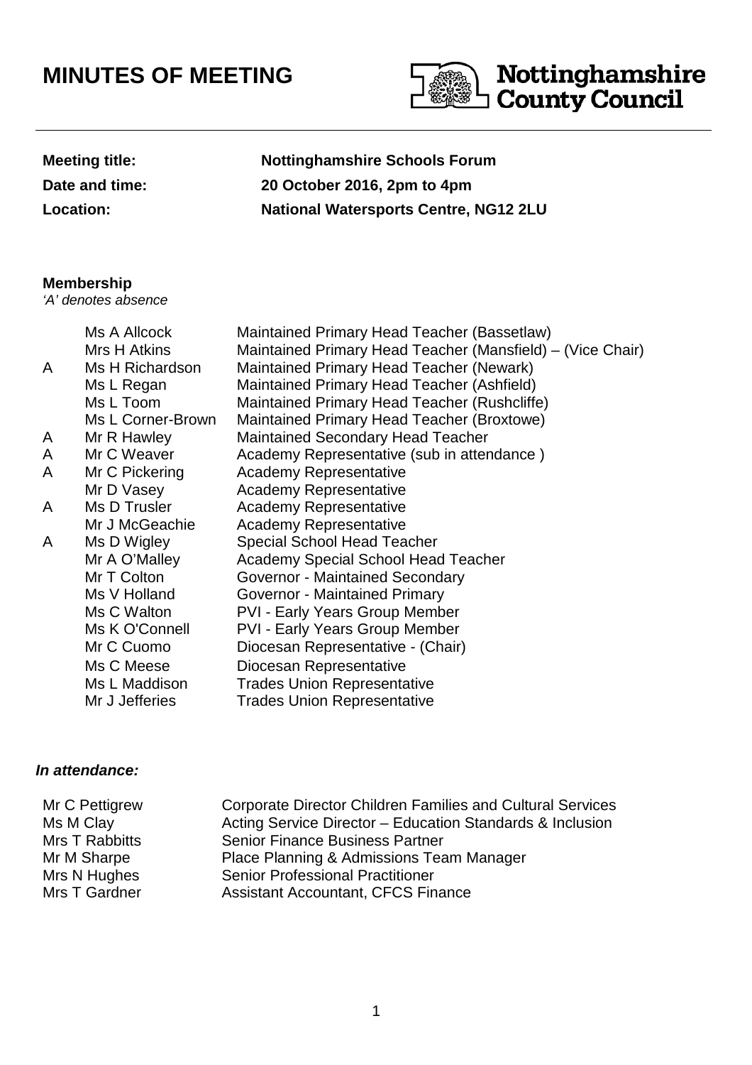# MINUTES OF MEETING

Nottinghamshire County Council

| | |
|---|---|
| **Meeting title:** | **Nottinghamshire Schools Forum** |
| **Date and time:** | **20 October 2016, 2pm to 4pm** |
| **Location:** | **National Watersports Centre, NG12 2LU** |

**Membership**

*'A' denotes absence*

| | | |
|---|---|---|
| | Ms A Allcock | Maintained Primary Head Teacher (Bassetlaw) |
| | Mrs H Atkins | Maintained Primary Head Teacher (Mansfield) – (Vice Chair) |
| A | Ms H Richardson | Maintained Primary Head Teacher (Newark) |
| | Ms L Regan | Maintained Primary Head Teacher (Ashfield) |
| | Ms L Toom | Maintained Primary Head Teacher (Rushcliffe) |
| | Ms L Corner-Brown | Maintained Primary Head Teacher (Broxtowe) |
| A | Mr R Hawley | Maintained Secondary Head Teacher |
| A | Mr C Weaver | Academy Representative (sub in attendance ) |
| A | Mr C Pickering | Academy Representative |
| | Mr D Vasey | Academy Representative |
| A | Ms D Trusler | Academy Representative |
| | Mr J McGeachie | Academy Representative |
| A | Ms D Wigley | Special School Head Teacher |
| | Mr A O'Malley | Academy Special School Head Teacher |
| | Mr T Colton | Governor - Maintained Secondary |
| | Ms V Holland | Governor - Maintained Primary |
| | Ms C Walton | PVI - Early Years Group Member |
| | Ms K O'Connell | PVI - Early Years Group Member |
| | Mr C Cuomo | Diocesan Representative - (Chair) |
| | Ms C Meese | Diocesan Representative |
| | Ms L Maddison | Trades Union Representative |
| | Mr J Jefferies | Trades Union Representative |

***In attendance:***

| | |
|---|---|
| Mr C Pettigrew | Corporate Director Children Families and Cultural Services |
| Ms M Clay | Acting Service Director – Education Standards & Inclusion |
| Mrs T Rabbitts | Senior Finance Business Partner |
| Mr M Sharpe | Place Planning & Admissions Team Manager |
| Mrs N Hughes | Senior Professional Practitioner |
| Mrs T Gardner | Assistant Accountant, CFCS Finance |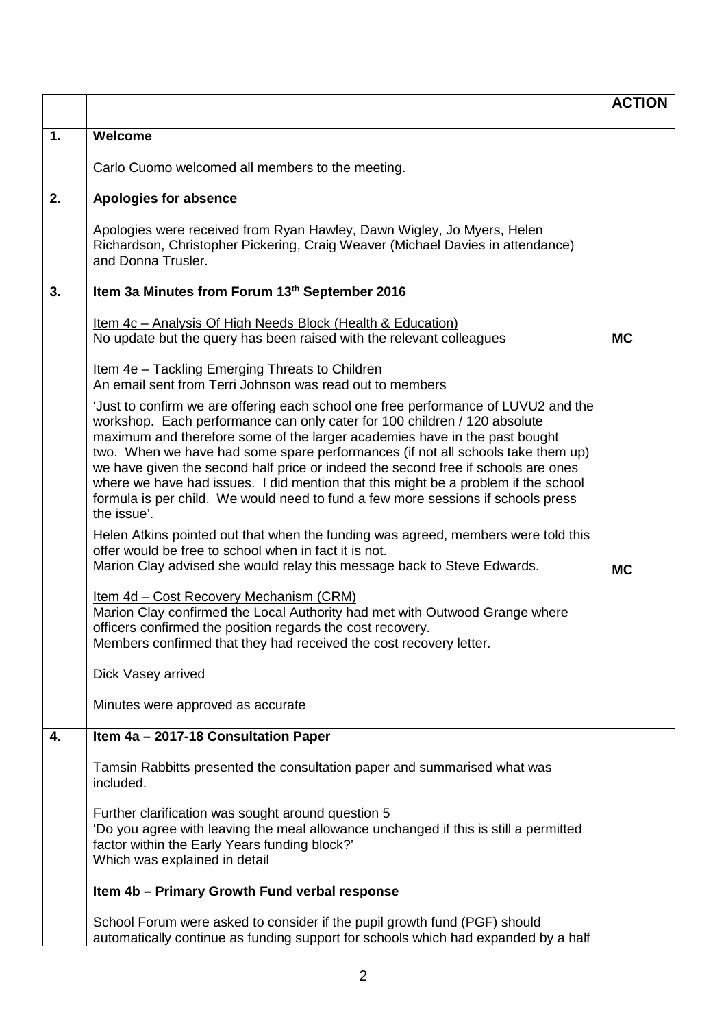| | | ACTION |
|---|---|---|
| 1. | **Welcome**<br><br>Carlo Cuomo welcomed all members to the meeting. | |
| 2. | **Apologies for absence**<br><br>Apologies were received from Ryan Hawley, Dawn Wigley, Jo Myers, Helen Richardson, Christopher Pickering, Craig Weaver (Michael Davies in attendance) and Donna Trusler. | |
| 3. | **Item 3a Minutes from Forum 13th September 2016**<br><br>Item 4c – Analysis Of High Needs Block (Health & Education)<br>No update but the query has been raised with the relevant colleagues<br><br>Item 4e – Tackling Emerging Threats to Children<br>An email sent from Terri Johnson was read out to members<br><br>'Just to confirm we are offering each school one free performance of LUVU2 and the workshop. Each performance can only cater for 100 children / 120 absolute maximum and therefore some of the larger academies have in the past bought two. When we have had some spare performances (if not all schools take them up) we have given the second half price or indeed the second free if schools are ones where we have had issues. I did mention that this might be a problem if the school formula is per child. We would need to fund a few more sessions if schools press the issue'.<br><br>Helen Atkins pointed out that when the funding was agreed, members were told this offer would be free to school when in fact it is not.<br>Marion Clay advised she would relay this message back to Steve Edwards.<br><br>Item 4d – Cost Recovery Mechanism (CRM)<br>Marion Clay confirmed the Local Authority had met with Outwood Grange where officers confirmed the position regards the cost recovery.<br>Members confirmed that they had received the cost recovery letter.<br><br>Dick Vasey arrived<br><br>Minutes were approved as accurate | **MC**<br><br>**MC** |
| 4. | **Item 4a – 2017-18 Consultation Paper**<br><br>Tamsin Rabbitts presented the consultation paper and summarised what was included.<br><br>Further clarification was sought around question 5<br>'Do you agree with leaving the meal allowance unchanged if this is still a permitted factor within the Early Years funding block?'<br>Which was explained in detail | |
| | **Item 4b – Primary Growth Fund verbal response**<br><br>School Forum were asked to consider if the pupil growth fund (PGF) should automatically continue as funding support for schools which had expanded by a half | |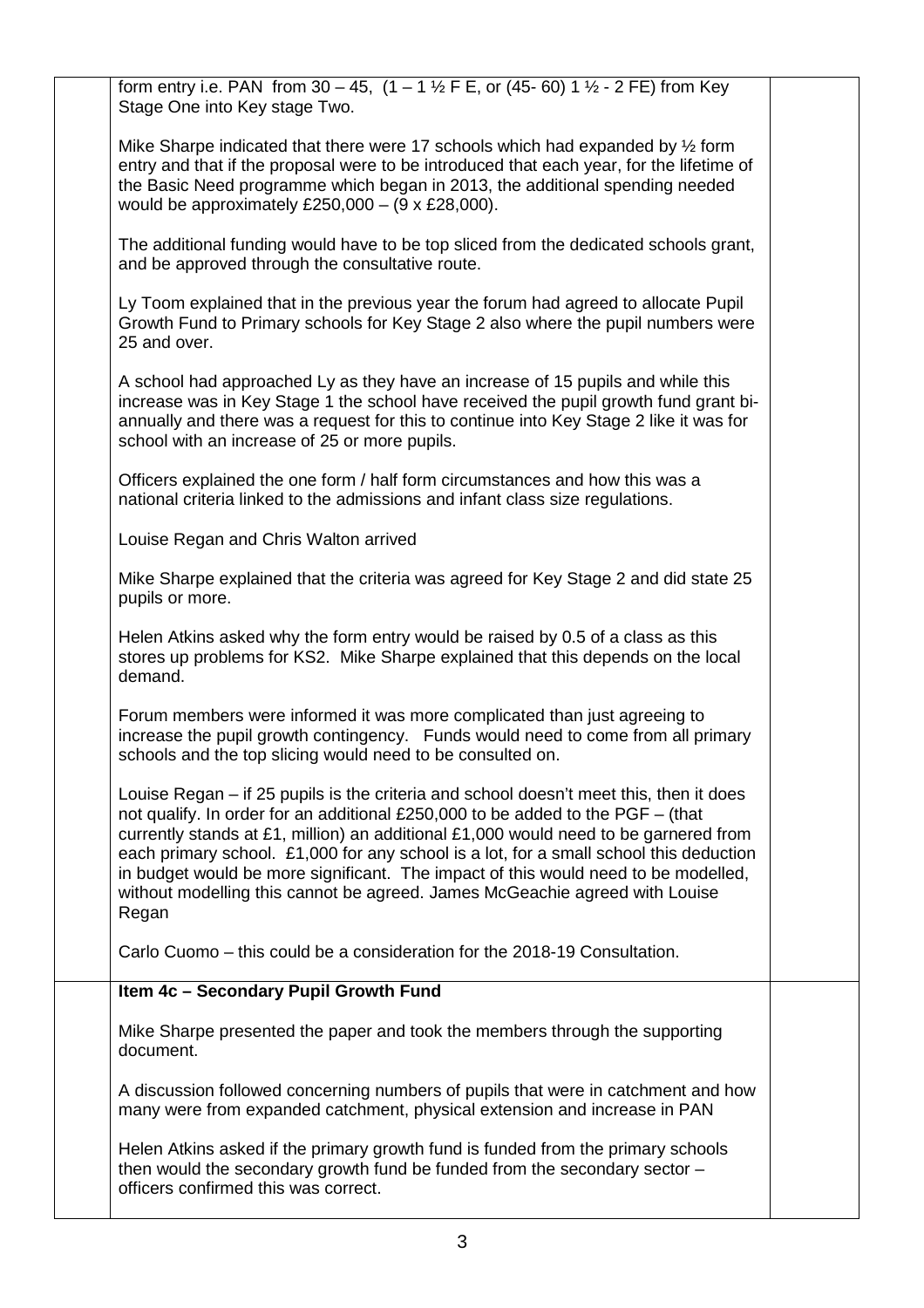form entry i.e. PAN from 30 – 45, (1 – 1 ½ F E, or (45- 60) 1 ½ - 2 FE) from Key Stage One into Key stage Two.

Mike Sharpe indicated that there were 17 schools which had expanded by ½ form entry and that if the proposal were to be introduced that each year, for the lifetime of the Basic Need programme which began in 2013, the additional spending needed would be approximately £250,000 – (9 x £28,000).

The additional funding would have to be top sliced from the dedicated schools grant, and be approved through the consultative route.

Ly Toom explained that in the previous year the forum had agreed to allocate Pupil Growth Fund to Primary schools for Key Stage 2 also where the pupil numbers were 25 and over.

A school had approached Ly as they have an increase of 15 pupils and while this increase was in Key Stage 1 the school have received the pupil growth fund grant bi-annually and there was a request for this to continue into Key Stage 2 like it was for school with an increase of 25 or more pupils.

Officers explained the one form / half form circumstances and how this was a national criteria linked to the admissions and infant class size regulations.

Louise Regan and Chris Walton arrived

Mike Sharpe explained that the criteria was agreed for Key Stage 2 and did state 25 pupils or more.

Helen Atkins asked why the form entry would be raised by 0.5 of a class as this stores up problems for KS2. Mike Sharpe explained that this depends on the local demand.

Forum members were informed it was more complicated than just agreeing to increase the pupil growth contingency. Funds would need to come from all primary schools and the top slicing would need to be consulted on.

Louise Regan – if 25 pupils is the criteria and school doesn't meet this, then it does not qualify. In order for an additional £250,000 to be added to the PGF – (that currently stands at £1, million) an additional £1,000 would need to be garnered from each primary school. £1,000 for any school is a lot, for a small school this deduction in budget would be more significant. The impact of this would need to be modelled, without modelling this cannot be agreed. James McGeachie agreed with Louise Regan

Carlo Cuomo – this could be a consideration for the 2018-19 Consultation.

**Item 4c – Secondary Pupil Growth Fund**

Mike Sharpe presented the paper and took the members through the supporting document.

A discussion followed concerning numbers of pupils that were in catchment and how many were from expanded catchment, physical extension and increase in PAN

Helen Atkins asked if the primary growth fund is funded from the primary schools then would the secondary growth fund be funded from the secondary sector – officers confirmed this was correct.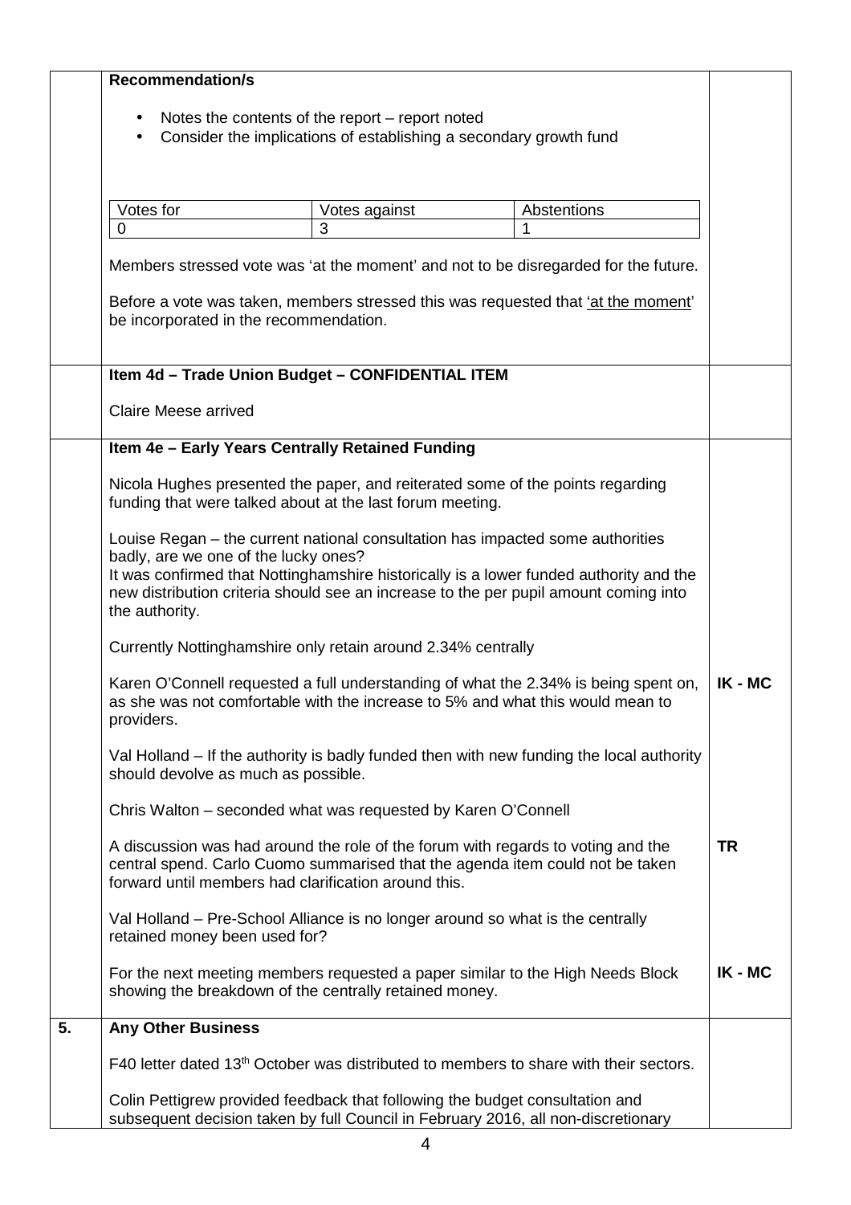**Recommendation/s**

- Notes the contents of the report – report noted
- Consider the implications of establishing a secondary growth fund

| Votes for | Votes against | Abstentions |
|---|---|---|
| 0 | 3 | 1 |

Members stressed vote was 'at the moment' and not to be disregarded for the future.

Before a vote was taken, members stressed this was requested that 'at the moment' be incorporated in the recommendation.

**Item 4d – Trade Union Budget – CONFIDENTIAL ITEM**

Claire Meese arrived

**Item 4e – Early Years Centrally Retained Funding**

Nicola Hughes presented the paper, and reiterated some of the points regarding funding that were talked about at the last forum meeting.

Louise Regan – the current national consultation has impacted some authorities badly, are we one of the lucky ones?
It was confirmed that Nottinghamshire historically is a lower funded authority and the new distribution criteria should see an increase to the per pupil amount coming into the authority.

Currently Nottinghamshire only retain around 2.34% centrally

Karen O'Connell requested a full understanding of what the 2.34% is being spent on, as she was not comfortable with the increase to 5% and what this would mean to providers. **IK - MC**

Val Holland – If the authority is badly funded then with new funding the local authority should devolve as much as possible.

Chris Walton – seconded what was requested by Karen O'Connell

A discussion was had around the role of the forum with regards to voting and the central spend. Carlo Cuomo summarised that the agenda item could not be taken forward until members had clarification around this. **TR**

Val Holland – Pre-School Alliance is no longer around so what is the centrally retained money been used for?

For the next meeting members requested a paper similar to the High Needs Block showing the breakdown of the centrally retained money. **IK - MC**

**5. Any Other Business**

F40 letter dated 13th October was distributed to members to share with their sectors.

Colin Pettigrew provided feedback that following the budget consultation and subsequent decision taken by full Council in February 2016, all non-discretionary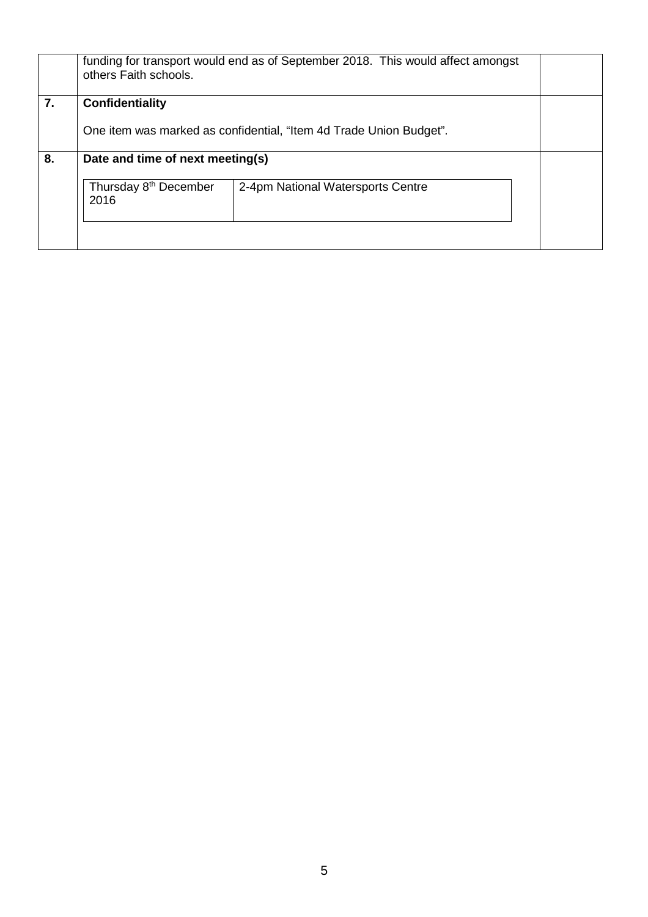| | | |
|---|---|---|
| | funding for transport would end as of September 2018. This would affect amongst others Faith schools. | |
| **7.** | **Confidentiality**<br><br>One item was marked as confidential, "Item 4d Trade Union Budget". | |
| **8.** | **Date and time of next meeting(s)**<br><br>Thursday 8th December 2016 — 2-4pm National Watersports Centre | |